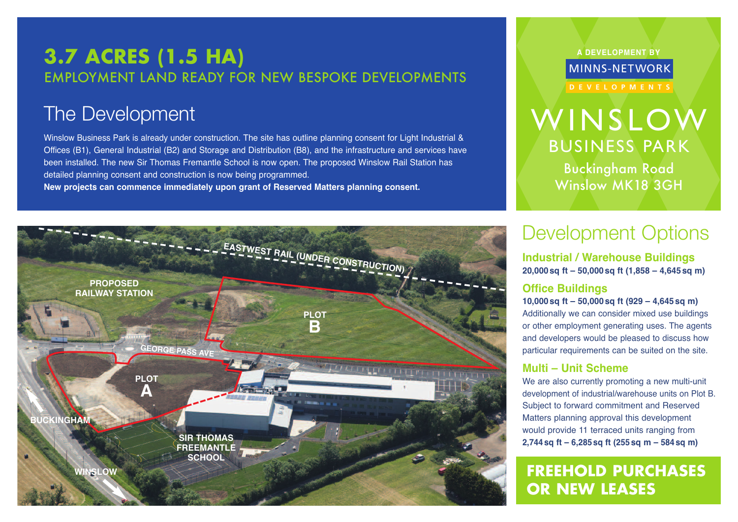# 3.7 ACRES (1.5 HA)

EMPLOYMENT LAND READY FOR NEW BESPOKE DEVELOPMENTS

## The Development

Winslow Business Park is already under construction. The site has outline planning consent for Light Industrial & Offices (B1), General Industrial (B2) and Storage and Distribution (B8), and the infrastructure and services have been installed. The new Sir Thomas Fremantle School is now open. The proposed Winslow Rail Station has detailed planning consent and construction is now being programmed.

**New projects can commence immediately upon grant of Reserved Matters planning consent.**

A DEVELOPMENT BY

MINNS-NETWORK DEVELOPMENTS

# WINSLOW BUSINESS PARK

Buckingham Road
Winslow MK18 3GH

EASTWEST RAIL (UNDER CONSTRUCTION)

PROPOSED RAILWAY STATION

PLOT B

GEORGE PASS AVE

PLOT A

BUCKINGHAM

SIR THOMAS FREEMANTLE SCHOOL

WINSLOW

## Development Options

### Industrial / Warehouse Buildings

**20,000 sq ft – 50,000 sq ft (1,858 – 4,645 sq m)**

### Office Buildings

**10,000 sq ft – 50,000 sq ft (929 – 4,645 sq m)**

Additionally we can consider mixed use buildings or other employment generating uses. The agents and developers would be pleased to discuss how particular requirements can be suited on the site.

### Multi – Unit Scheme

We are also currently promoting a new multi-unit development of industrial/warehouse units on Plot B. Subject to forward commitment and Reserved Matters planning approval this development would provide 11 terraced units ranging from **2,744 sq ft – 6,285 sq ft (255 sq m – 584 sq m)**

## FREEHOLD PURCHASES OR NEW LEASES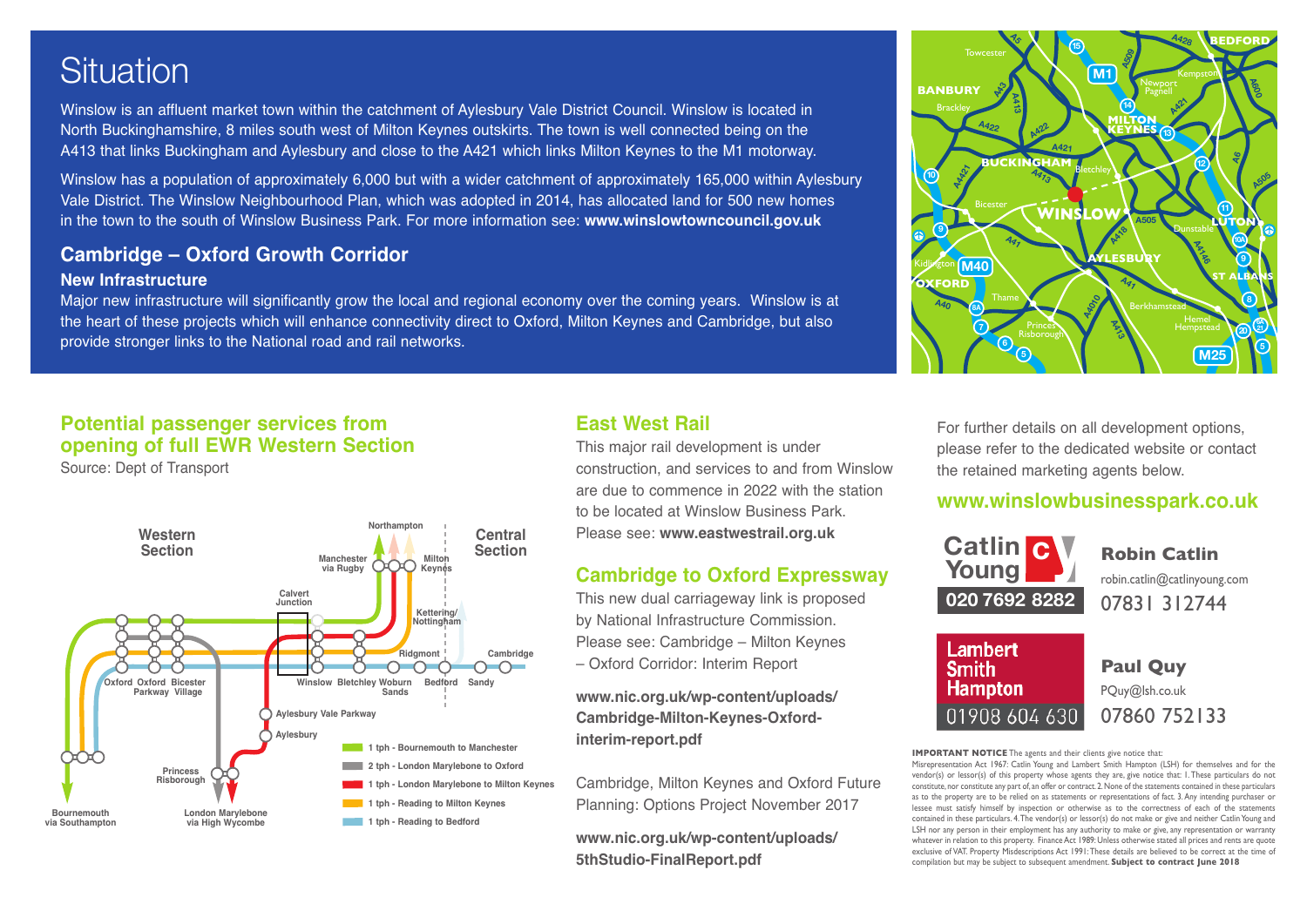# Situation

Winslow is an affluent market town within the catchment of Aylesbury Vale District Council. Winslow is located in North Buckinghamshire, 8 miles south west of Milton Keynes outskirts. The town is well connected being on the A413 that links Buckingham and Aylesbury and close to the A421 which links Milton Keynes to the M1 motorway.

Winslow has a population of approximately 6,000 but with a wider catchment of approximately 165,000 within Aylesbury Vale District. The Winslow Neighbourhood Plan, which was adopted in 2014, has allocated land for 500 new homes in the town to the south of Winslow Business Park. For more information see: **www.winslowtowncouncil.gov.uk**

## Cambridge – Oxford Growth Corridor

### New Infrastructure

Major new infrastructure will significantly grow the local and regional economy over the coming years. Winslow is at the heart of these projects which will enhance connectivity direct to Oxford, Milton Keynes and Cambridge, but also provide stronger links to the National road and rail networks.

BEDFORD
Towcester
M1
BANBURY
Kempston
Newport Pagnell
Brackley
MILTON KEYNES
BUCKINGHAM
Bletchley
Bicester
WINSLOW
LUTON
Dunstable
Kidlington
M40
AYLESBURY
OXFORD
ST ALBANS
Thame
Berkhamstead
Princes Risborough
Hemel Hempstead
M25

## Potential passenger services from opening of full EWR Western Section

Source: Dept of Transport

Western Section
Central Section
Northampton
Manchester via Rugby
Milton Keynes
Calvert Junction
Kettering/ Nottingham
Ridgmont
Cambridge
Oxford
Oxford Parkway
Bicester Village
Winslow
Bletchley
Woburn Sands
Bedford
Sandy
Aylesbury Vale Parkway
Aylesbury
Princess Risborough
Bournemouth via Southampton
London Marylebone via High Wycombe

1 tph - Bournemouth to Manchester
2 tph - London Marylebone to Oxford
1 tph - London Marylebone to Milton Keynes
1 tph - Reading to Milton Keynes
1 tph - Reading to Bedford

## East West Rail

This major rail development is under construction, and services to and from Winslow are due to commence in 2022 with the station to be located at Winslow Business Park. Please see: **www.eastwestrail.org.uk**

## Cambridge to Oxford Expressway

This new dual carriageway link is proposed by National Infrastructure Commission. Please see: Cambridge – Milton Keynes – Oxford Corridor: Interim Report

**www.nic.org.uk/wp-content/uploads/Cambridge-Milton-Keynes-Oxford-interim-report.pdf**

Cambridge, Milton Keynes and Oxford Future Planning: Options Project November 2017

**www.nic.org.uk/wp-content/uploads/5thStudio-FinalReport.pdf**

For further details on all development options, please refer to the dedicated website or contact the retained marketing agents below.

**www.winslowbusinesspark.co.uk**

Catlin Young
020 7692 8282

**Robin Catlin**
robin.catlin@catlinyoung.com
07831 312744

Lambert Smith Hampton
01908 604 630

**Paul Quy**
PQuy@lsh.co.uk
07860 752133

**IMPORTANT NOTICE** The agents and their clients give notice that:
Misrepresentation Act 1967: Catlin Young and Lambert Smith Hampton (LSH) for themselves and for the vendor(s) or lessor(s) of this property whose agents they are, give notice that: 1. These particulars do not constitute, nor constitute any part of, an offer or contract. 2. None of the statements contained in these particulars as to the property are to be relied on as statements or representations of fact. 3. Any intending purchaser or lessee must satisfy himself by inspection or otherwise as to the correctness of each of the statements contained in these particulars. 4. The vendor(s) or lessor(s) do not make or give and neither Catlin Young and LSH nor any person in their employment has any authority to make or give, any representation or warranty whatever in relation to this property. Finance Act 1989: Unless otherwise stated all prices and rents are quote exclusive of VAT. Property Misdescriptions Act 1991: These details are believed to be correct at the time of compilation but may be subject to subsequent amendment. **Subject to contract June 2018**